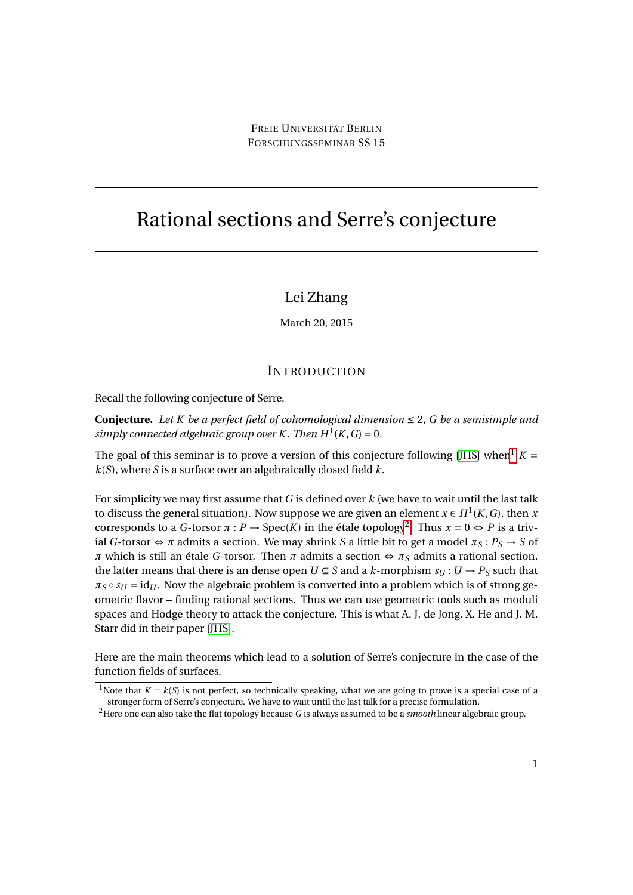FREIE UNIVERSITÄT BERLIN
FORSCHUNGSSEMINAR SS 15

# Rational sections and Serre's conjecture

Lei Zhang

March 20, 2015

## INTRODUCTION

Recall the following conjecture of Serre.

**Conjecture.** *Let $K$ be a perfect field of cohomological dimension $\leq 2$, $G$ be a semisimple and simply connected algebraic group over $K$. Then $H^1(K, G) = 0$.*

The goal of this seminar is to prove a version of this conjecture following [JHS] when[1] $K = k(S)$, where $S$ is a surface over an algebraically closed field $k$.

For simplicity we may first assume that $G$ is defined over $k$ (we have to wait until the last talk to discuss the general situation). Now suppose we are given an element $x \in H^1(K, G)$, then $x$ corresponds to a $G$-torsor $\pi : P \to \mathrm{Spec}(K)$ in the étale topology[2]. Thus $x = 0 \Leftrightarrow P$ is a trivial $G$-torsor $\Leftrightarrow \pi$ admits a section. We may shrink $S$ a little bit to get a model $\pi_S : P_S \to S$ of $\pi$ which is still an étale $G$-torsor. Then $\pi$ admits a section $\Leftrightarrow \pi_S$ admits a rational section, the latter means that there is an dense open $U \subseteq S$ and a $k$-morphism $s_U : U \to P_S$ such that $\pi_S \circ s_U = \mathrm{id}_U$. Now the algebraic problem is converted into a problem which is of strong geometric flavor – finding rational sections. Thus we can use geometric tools such as moduli spaces and Hodge theory to attack the conjecture. This is what A. J. de Jong, X. He and J. M. Starr did in their paper [JHS].

Here are the main theorems which lead to a solution of Serre's conjecture in the case of the function fields of surfaces.

[1] Note that $K = k(S)$ is not perfect, so technically speaking, what we are going to prove is a special case of a stronger form of Serre's conjecture. We have to wait until the last talk for a precise formulation.

[2] Here one can also take the flat topology because $G$ is always assumed to be a *smooth* linear algebraic group.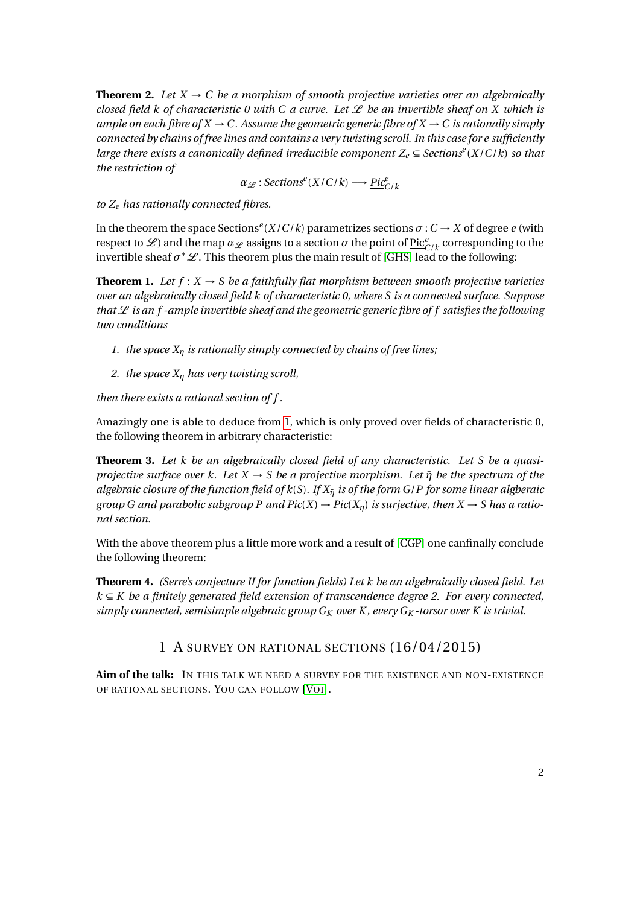**Theorem 2.** *Let $X \to C$ be a morphism of smooth projective varieties over an algebraically closed field $k$ of characteristic 0 with $C$ a curve. Let $\mathscr{L}$ be an invertible sheaf on $X$ which is ample on each fibre of $X \to C$. Assume the geometric generic fibre of $X \to C$ is rationally simply connected by chains of free lines and contains a very twisting scroll. In this case for $e$ sufficiently large there exists a canonically defined irreducible component $Z_e \subseteq Sections^e(X/C/k)$ so that the restriction of*

$$\alpha_{\mathscr{L}} : Sections^e(X/C/k) \longrightarrow \underline{Pic}^e_{C/k}$$

*to $Z_e$ has rationally connected fibres.*

In the theorem the space $\text{Sections}^e(X/C/k)$ parametrizes sections $\sigma : C \to X$ of degree $e$ (with respect to $\mathscr{L}$) and the map $\alpha_{\mathscr{L}}$ assigns to a section $\sigma$ the point of $\underline{\text{Pic}}^e_{C/k}$ corresponding to the invertible sheaf $\sigma^*\mathscr{L}$. This theorem plus the main result of [GHS] lead to the following:

**Theorem 1.** *Let $f : X \to S$ be a faithfully flat morphism between smooth projective varieties over an algebraically closed field $k$ of characteristic 0, where $S$ is a connected surface. Suppose that $\mathscr{L}$ is an $f$-ample invertible sheaf and the geometric generic fibre of $f$ satisfies the following two conditions*

1. *the space $X_{\bar{\eta}}$ is rationally simply connected by chains of free lines;*
2. *the space $X_{\bar{\eta}}$ has very twisting scroll,*

*then there exists a rational section of $f$.*

Amazingly one is able to deduce from 1, which is only proved over fields of characteristic 0, the following theorem in arbitrary characteristic:

**Theorem 3.** *Let $k$ be an algebraically closed field of any characteristic. Let $S$ be a quasi-projective surface over $k$. Let $X \to S$ be a projective morphism. Let $\bar{\eta}$ be the spectrum of the algebraic closure of the function field of $k(S)$. If $X_{\bar{\eta}}$ is of the form $G/P$ for some linear algbraeic group $G$ and parabolic subgroup $P$ and $Pic(X) \to Pic(X_{\bar{\eta}})$ is surjective, then $X \to S$ has a rational section.*

With the above theorem plus a little more work and a result of [CGP] one canfinally conclude the following theorem:

**Theorem 4.** *(Serre's conjecture II for function fields) Let $k$ be an algebraically closed field. Let $k \subseteq K$ be a finitely generated field extension of transcendence degree 2. For every connected, simply connected, semisimple algebraic group $G_K$ over $K$, every $G_K$-torsor over $K$ is trivial.*

## 1 A survey on rational sections (16/04/2015)

**Aim of the talk:** IN THIS TALK WE NEED A SURVEY FOR THE EXISTENCE AND NON-EXISTENCE OF RATIONAL SECTIONS. YOU CAN FOLLOW [VOI].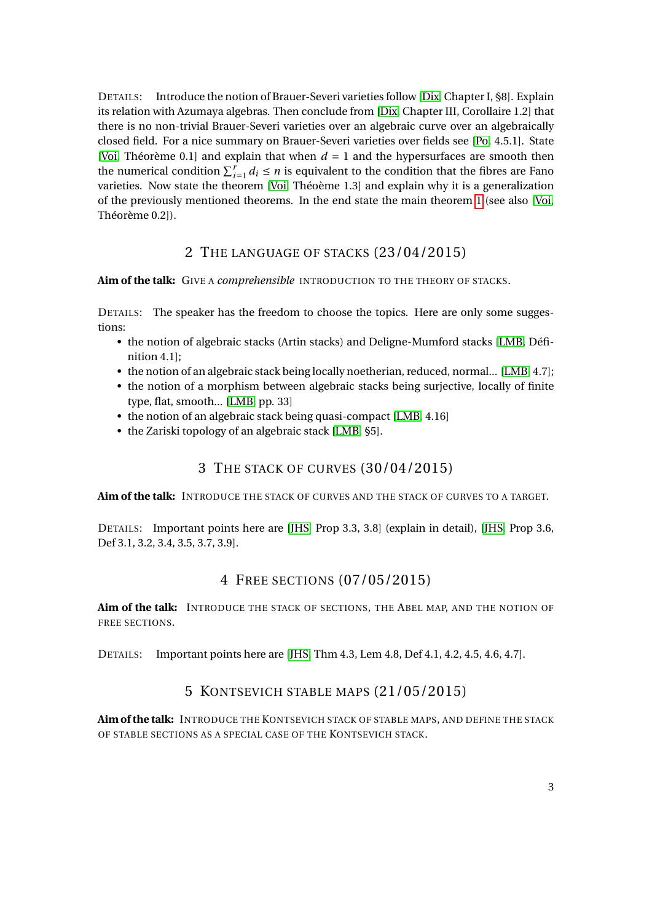DETAILS: Introduce the notion of Brauer-Severi varieties follow [Dix, Chapter I, §8]. Explain its relation with Azumaya algebras. Then conclude from [Dix, Chapter III, Corollaire 1.2] that there is no non-trivial Brauer-Severi varieties over an algebraic curve over an algebraically closed field. For a nice summary on Brauer-Severi varieties over fields see [Po, 4.5.1]. State [Voi, Théorème 0.1] and explain that when $d = 1$ and the hypersurfaces are smooth then the numerical condition $\sum_{i=1}^{r} d_i \leq n$ is equivalent to the condition that the fibres are Fano varieties. Now state the theorem [Voi, Théoème 1.3] and explain why it is a generalization of the previously mentioned theorems. In the end state the main theorem 1 (see also [Voi, Théorème 0.2]).

## 2 The language of stacks (23/04/2015)

**Aim of the talk:** Give a *comprehensible* introduction to the theory of stacks.

DETAILS: The speaker has the freedom to choose the topics. Here are only some suggestions:

- the notion of algebraic stacks (Artin stacks) and Deligne-Mumford stacks [LMB, Définition 4.1];
- the notion of an algebraic stack being locally noetherian, reduced, normal... [LMB, 4.7];
- the notion of a morphism between algebraic stacks being surjective, locally of finite type, flat, smooth... [LMB, pp. 33]
- the notion of an algebraic stack being quasi-compact [LMB, 4.16]
- the Zariski topology of an algebraic stack [LMB, §5].

## 3 The stack of curves (30/04/2015)

**Aim of the talk:** Introduce the stack of curves and the stack of curves to a target.

DETAILS: Important points here are [JHS, Prop 3.3, 3.8] (explain in detail), [JHS, Prop 3.6, Def 3.1, 3.2, 3.4, 3.5, 3.7, 3.9].

## 4 Free sections (07/05/2015)

**Aim of the talk:** Introduce the stack of sections, the Abel map, and the notion of free sections.

DETAILS: Important points here are [JHS, Thm 4.3, Lem 4.8, Def 4.1, 4.2, 4.5, 4.6, 4.7].

## 5 Kontsevich stable maps (21/05/2015)

**Aim of the talk:** Introduce the Kontsevich stack of stable maps, and define the stack of stable sections as a special case of the Kontsevich stack.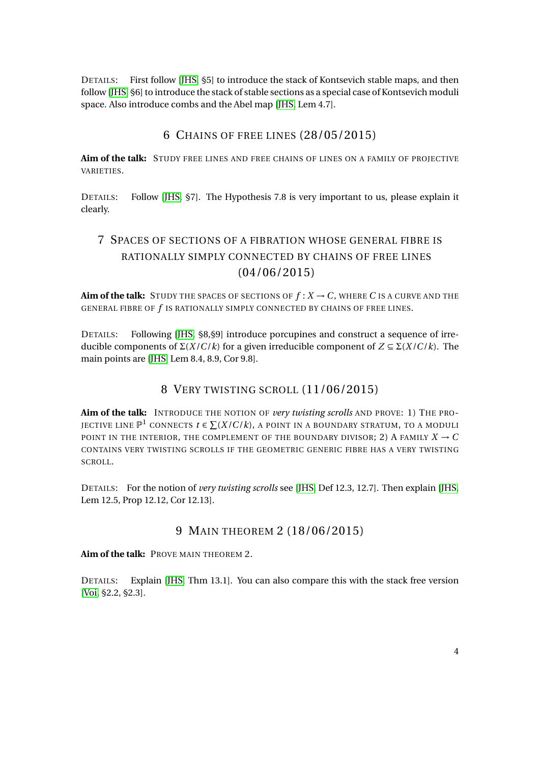DETAILS: First follow [JHS, §5] to introduce the stack of Kontsevich stable maps, and then follow [JHS, §6] to introduce the stack of stable sections as a special case of Kontsevich moduli space. Also introduce combs and the Abel map [JHS, Lem 4.7].

## 6 CHAINS OF FREE LINES (28/05/2015)

**Aim of the talk:** STUDY FREE LINES AND FREE CHAINS OF LINES ON A FAMILY OF PROJECTIVE VARIETIES.

DETAILS: Follow [JHS, §7]. The Hypothesis 7.8 is very important to us, please explain it clearly.

## 7 SPACES OF SECTIONS OF A FIBRATION WHOSE GENERAL FIBRE IS RATIONALLY SIMPLY CONNECTED BY CHAINS OF FREE LINES (04/06/2015)

**Aim of the talk:** STUDY THE SPACES OF SECTIONS OF $f : X \to C$, WHERE $C$ IS A CURVE AND THE GENERAL FIBRE OF $f$ IS RATIONALLY SIMPLY CONNECTED BY CHAINS OF FREE LINES.

DETAILS: Following [JHS, §8,§9] introduce porcupines and construct a sequence of irreducible components of $\Sigma(X/C/k)$ for a given irreducible component of $Z \subseteq \Sigma(X/C/k)$. The main points are [JHS, Lem 8.4, 8.9, Cor 9.8].

## 8 VERY TWISTING SCROLL (11/06/2015)

**Aim of the talk:** INTRODUCE THE NOTION OF *very twisting scrolls* AND PROVE: 1) THE PROJECTIVE LINE $\mathbb{P}^1$ CONNECTS $t \in \sum(X/C/k)$, A POINT IN A BOUNDARY STRATUM, TO A MODULI POINT IN THE INTERIOR, THE COMPLEMENT OF THE BOUNDARY DIVISOR; 2) A FAMILY $X \to C$ CONTAINS VERY TWISTING SCROLLS IF THE GEOMETRIC GENERIC FIBRE HAS A VERY TWISTING SCROLL.

DETAILS: For the notion of *very twisting scrolls* see [JHS, Def 12.3, 12.7]. Then explain [JHS, Lem 12.5, Prop 12.12, Cor 12.13].

## 9 MAIN THEOREM 2 (18/06/2015)

**Aim of the talk:** PROVE MAIN THEOREM 2.

DETAILS: Explain [JHS, Thm 13.1]. You can also compare this with the stack free version [Voi, §2.2, §2.3].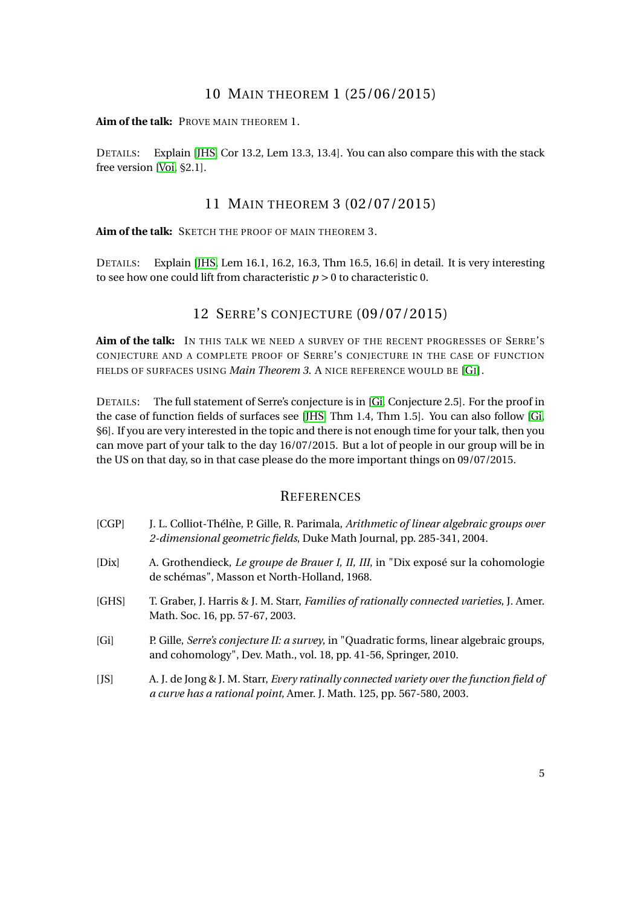## 10 Main theorem 1 (25/06/2015)

**Aim of the talk:** Prove main theorem 1.

Details: Explain [JHS, Cor 13.2, Lem 13.3, 13.4]. You can also compare this with the stack free version [Voi, §2.1].

## 11 Main theorem 3 (02/07/2015)

**Aim of the talk:** Sketch the proof of main theorem 3.

Details: Explain [JHS, Lem 16.1, 16.2, 16.3, Thm 16.5, 16.6] in detail. It is very interesting to see how one could lift from characteristic $p > 0$ to characteristic 0.

## 12 Serre's conjecture (09/07/2015)

**Aim of the talk:** In this talk we need a survey of the recent progresses of Serre's conjecture and a complete proof of Serre's conjecture in the case of function fields of surfaces using *Main Theorem 3*. A nice reference would be [Gi].

Details: The full statement of Serre's conjecture is in [Gi, Conjecture 2.5]. For the proof in the case of function fields of surfaces see [JHS, Thm 1.4, Thm 1.5]. You can also follow [Gi, §6]. If you are very interested in the topic and there is not enough time for your talk, then you can move part of your talk to the day 16/07/2015. But a lot of people in our group will be in the US on that day, so in that case please do the more important things on 09/07/2015.

## References

[CGP] J. L. Colliot-Thélìe, P. Gille, R. Parimala, *Arithmetic of linear algebraic groups over 2-dimensional geometric fields*, Duke Math Journal, pp. 285-341, 2004.

[Dix] A. Grothendieck, *Le groupe de Brauer I, II, III*, in "Dix exposé sur la cohomologie de schémas", Masson et North-Holland, 1968.

[GHS] T. Graber, J. Harris & J. M. Starr, *Families of rationally connected varieties*, J. Amer. Math. Soc. 16, pp. 57-67, 2003.

[Gi] P. Gille, *Serre's conjecture II: a survey*, in "Quadratic forms, linear algebraic groups, and cohomology", Dev. Math., vol. 18, pp. 41-56, Springer, 2010.

[JS] A. J. de Jong & J. M. Starr, *Every ratinally connected variety over the function field of a curve has a rational point*, Amer. J. Math. 125, pp. 567-580, 2003.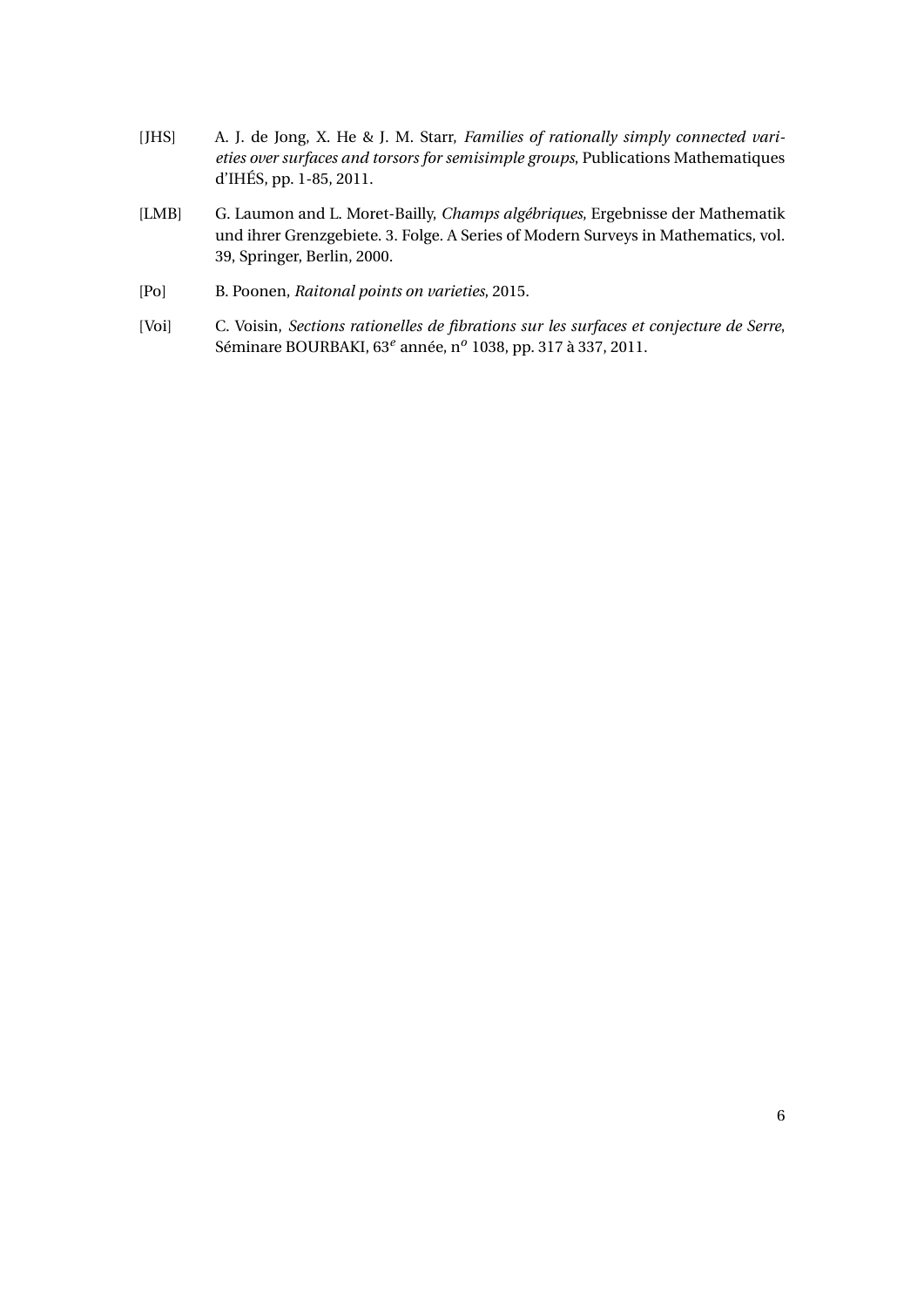[JHS] A. J. de Jong, X. He & J. M. Starr, *Families of rationally simply connected varieties over surfaces and torsors for semisimple groups*, Publications Mathematiques d'IHÉS, pp. 1-85, 2011.

[LMB] G. Laumon and L. Moret-Bailly, *Champs algébriques*, Ergebnisse der Mathematik und ihrer Grenzgebiete. 3. Folge. A Series of Modern Surveys in Mathematics, vol. 39, Springer, Berlin, 2000.

[Po] B. Poonen, *Raitonal points on varieties*, 2015.

[Voi] C. Voisin, *Sections rationelles de fibrations sur les surfaces et conjecture de Serre*, Séminare BOURBAKI, 63$^{e}$ année, n$^{o}$ 1038, pp. 317 à 337, 2011.